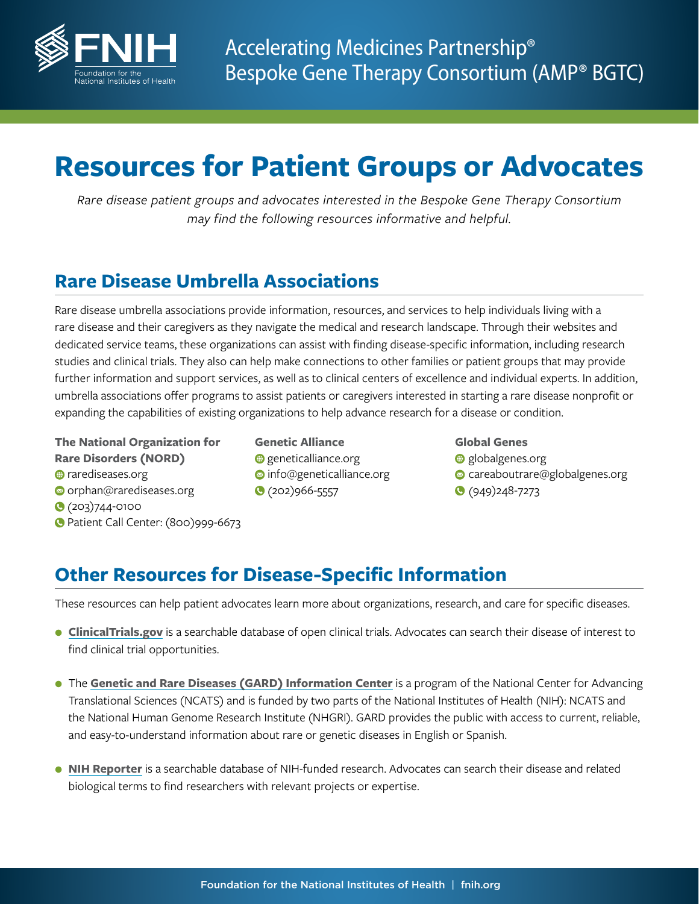# Accelerating Medicines Partnership® Bespoke Gene Therapy Consortium (AMP® BGTC)

# Resources for Patient Groups or Advocates

*Rare disease patient groups and advocates interested in the Bespoke Gene Therapy Consortium may find the following resources informative and helpful.*

## Rare Disease Umbrella Associations

Rare disease umbrella associations provide information, resources, and services to help individuals living with a rare disease and their caregivers as they navigate the medical and research landscape. Through their websites and dedicated service teams, these organizations can assist with finding disease-specific information, including research studies and clinical trials. They also can help make connections to other families or patient groups that may provide further information and support services, as well as to clinical centers of excellence and individual experts. In addition, umbrella associations offer programs to assist patients or caregivers interested in starting a rare disease nonprofit or expanding the capabilities of existing organizations to help advance research for a disease or condition.

**The National Organization for Rare Disorders (NORD)**
- rarediseases.org
- orphan@rarediseases.org
- (203)744-0100
- Patient Call Center: (800)999-6673

**Genetic Alliance**
- geneticalliance.org
- info@geneticalliance.org
- (202)966-5557

**Global Genes**
- globalgenes.org
- careaboutrare@globalgenes.org
- (949)248-7273

## Other Resources for Disease-Specific Information

These resources can help patient advocates learn more about organizations, research, and care for specific diseases.

- **ClinicalTrials.gov** is a searchable database of open clinical trials. Advocates can search their disease of interest to find clinical trial opportunities.
- The **Genetic and Rare Diseases (GARD) Information Center** is a program of the National Center for Advancing Translational Sciences (NCATS) and is funded by two parts of the National Institutes of Health (NIH): NCATS and the National Human Genome Research Institute (NHGRI). GARD provides the public with access to current, reliable, and easy-to-understand information about rare or genetic diseases in English or Spanish.
- **NIH Reporter** is a searchable database of NIH-funded research. Advocates can search their disease and related biological terms to find researchers with relevant projects or expertise.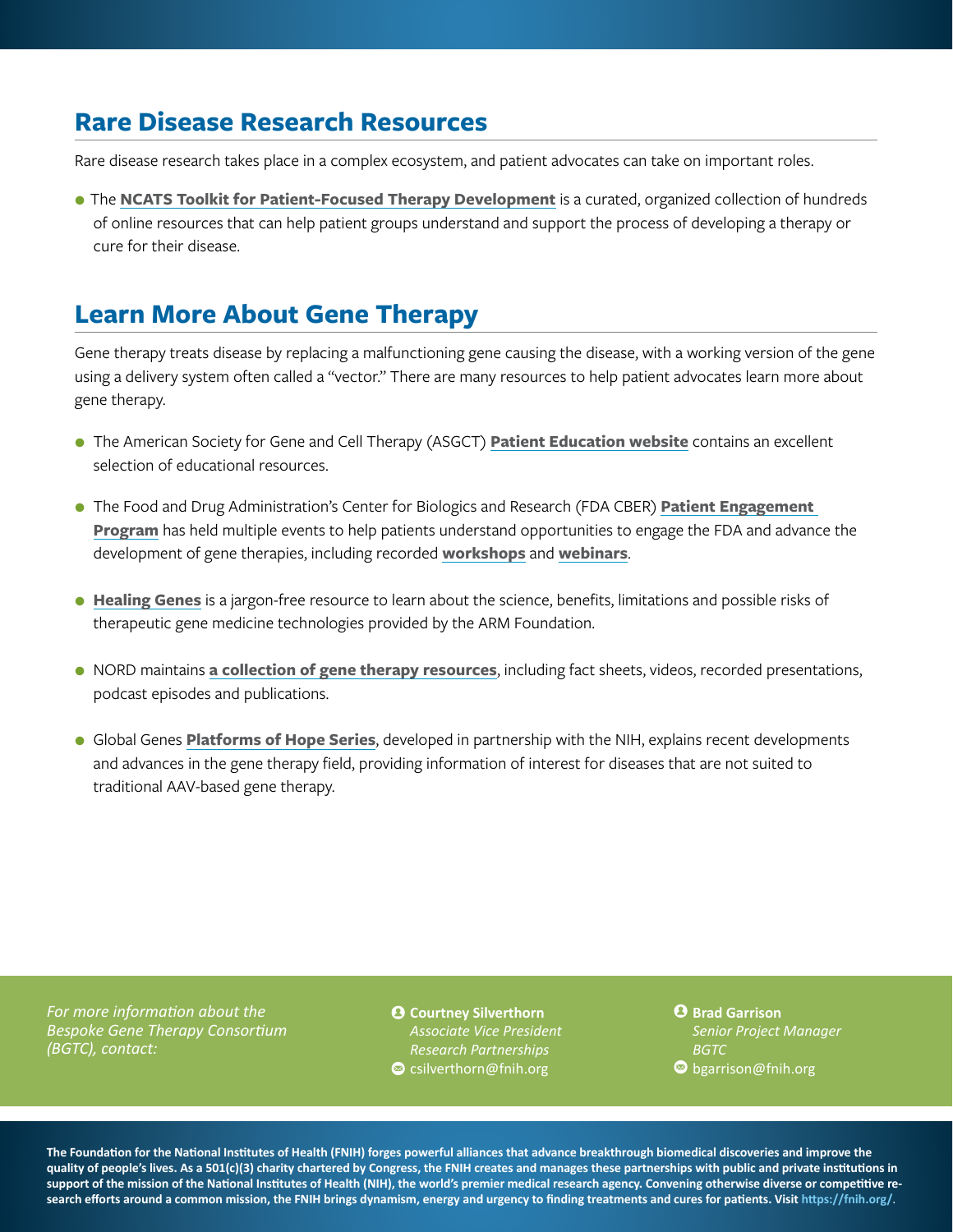## Rare Disease Research Resources

Rare disease research takes place in a complex ecosystem, and patient advocates can take on important roles.

- The **NCATS Toolkit for Patient-Focused Therapy Development** is a curated, organized collection of hundreds of online resources that can help patient groups understand and support the process of developing a therapy or cure for their disease.

## Learn More About Gene Therapy

Gene therapy treats disease by replacing a malfunctioning gene causing the disease, with a working version of the gene using a delivery system often called a "vector." There are many resources to help patient advocates learn more about gene therapy.

- The American Society for Gene and Cell Therapy (ASGCT) **Patient Education website** contains an excellent selection of educational resources.
- The Food and Drug Administration's Center for Biologics and Research (FDA CBER) **Patient Engagement Program** has held multiple events to help patients understand opportunities to engage the FDA and advance the development of gene therapies, including recorded **workshops** and **webinars**.
- **Healing Genes** is a jargon-free resource to learn about the science, benefits, limitations and possible risks of therapeutic gene medicine technologies provided by the ARM Foundation.
- NORD maintains **a collection of gene therapy resources**, including fact sheets, videos, recorded presentations, podcast episodes and publications.
- Global Genes **Platforms of Hope Series**, developed in partnership with the NIH, explains recent developments and advances in the gene therapy field, providing information of interest for diseases that are not suited to traditional AAV-based gene therapy.

*For more information about the Bespoke Gene Therapy Consortium (BGTC), contact:*

**Courtney Silverthorn**
*Associate Vice President*
*Research Partnerships*
csilverthorn@fnih.org

**Brad Garrison**
*Senior Project Manager*
*BGTC*
bgarrison@fnih.org

**The Foundation for the National Institutes of Health (FNIH) forges powerful alliances that advance breakthrough biomedical discoveries and improve the quality of people's lives. As a 501(c)(3) charity chartered by Congress, the FNIH creates and manages these partnerships with public and private institutions in support of the mission of the National Institutes of Health (NIH), the world's premier medical research agency. Convening otherwise diverse or competitive research efforts around a common mission, the FNIH brings dynamism, energy and urgency to finding treatments and cures for patients. Visit https://fnih.org/.**